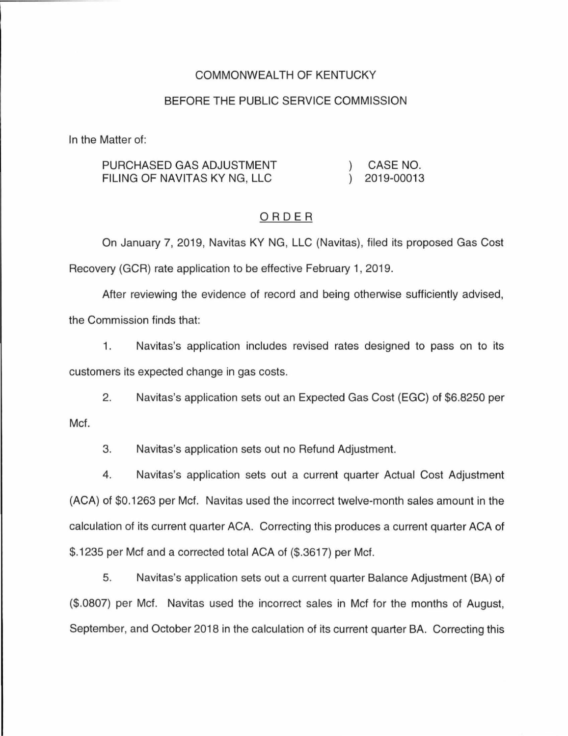COMMONWEALTH OF KENTUCKY

BEFORE THE PUBLIC SERVICE COMMISSION

In the Matter of:

| | | |
|---|---|---|
| PURCHASED GAS ADJUSTMENT FILING OF NAVITAS KY NG, LLC | ) ) | CASE NO. 2019-00013 |

ORDER

On January 7, 2019, Navitas KY NG, LLC (Navitas), filed its proposed Gas Cost Recovery (GCR) rate application to be effective February 1, 2019.

After reviewing the evidence of record and being otherwise sufficiently advised, the Commission finds that:

1. Navitas's application includes revised rates designed to pass on to its customers its expected change in gas costs.

2. Navitas's application sets out an Expected Gas Cost (EGC) of $6.8250 per Mcf.

3. Navitas's application sets out no Refund Adjustment.

4. Navitas's application sets out a current quarter Actual Cost Adjustment (ACA) of $0.1263 per Mcf. Navitas used the incorrect twelve-month sales amount in the calculation of its current quarter ACA. Correcting this produces a current quarter ACA of $.1235 per Mcf and a corrected total ACA of ($.3617) per Mcf.

5. Navitas's application sets out a current quarter Balance Adjustment (BA) of ($.0807) per Mcf. Navitas used the incorrect sales in Mcf for the months of August, September, and October 2018 in the calculation of its current quarter BA. Correcting this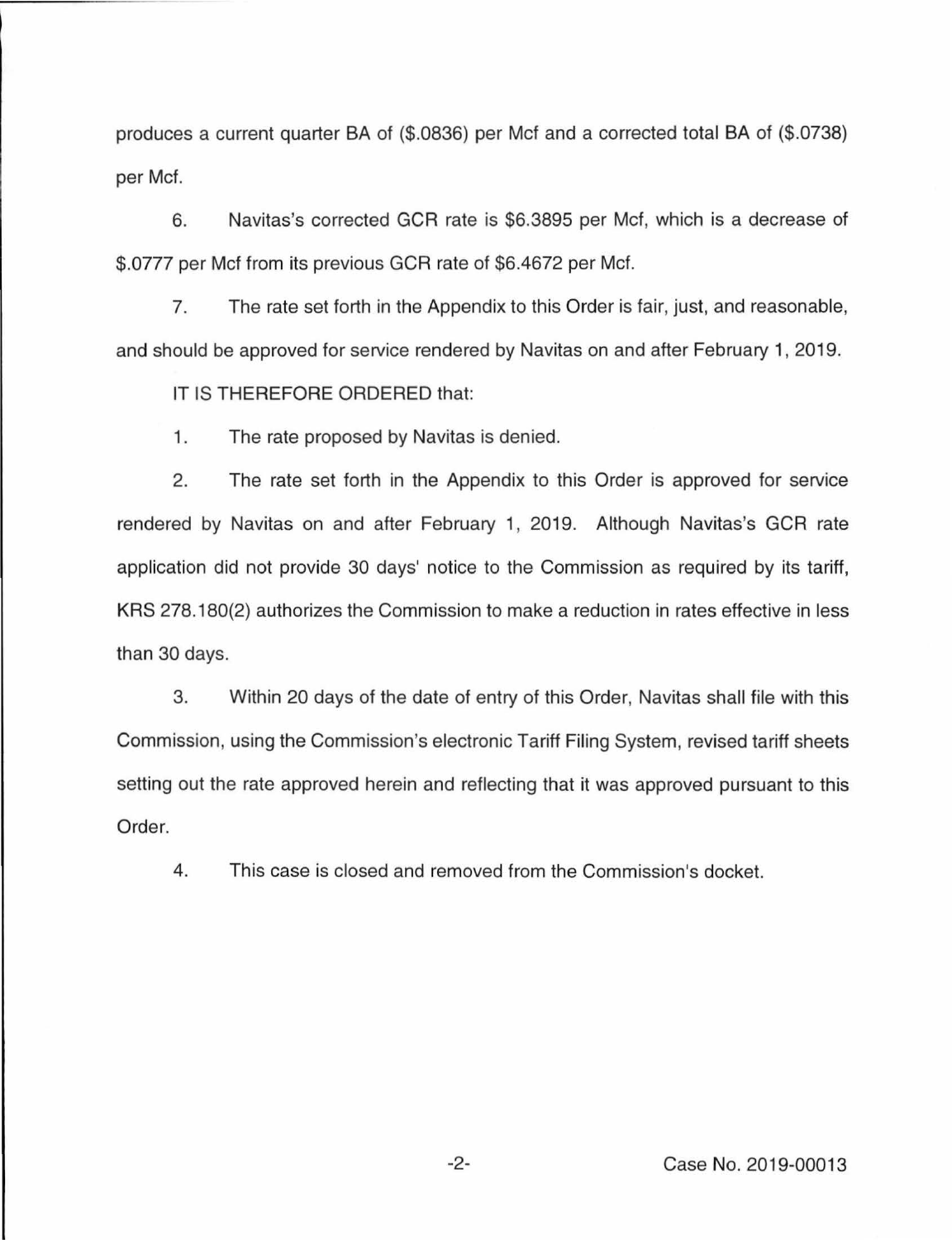produces a current quarter BA of (\$.0836) per Mcf and a corrected total BA of (\$.0738) per Mcf.

6. Navitas's corrected GCR rate is \$6.3895 per Mcf, which is a decrease of \$.0777 per Mcf from its previous GCR rate of \$6.4672 per Mcf.

7. The rate set forth in the Appendix to this Order is fair, just, and reasonable, and should be approved for service rendered by Navitas on and after February 1, 2019.

IT IS THEREFORE ORDERED that:

1. The rate proposed by Navitas is denied.

2. The rate set forth in the Appendix to this Order is approved for service rendered by Navitas on and after February 1, 2019. Although Navitas's GCR rate application did not provide 30 days' notice to the Commission as required by its tariff, KRS 278.180(2) authorizes the Commission to make a reduction in rates effective in less than 30 days.

3. Within 20 days of the date of entry of this Order, Navitas shall file with this Commission, using the Commission's electronic Tariff Filing System, revised tariff sheets setting out the rate approved herein and reflecting that it was approved pursuant to this Order.

4. This case is closed and removed from the Commission's docket.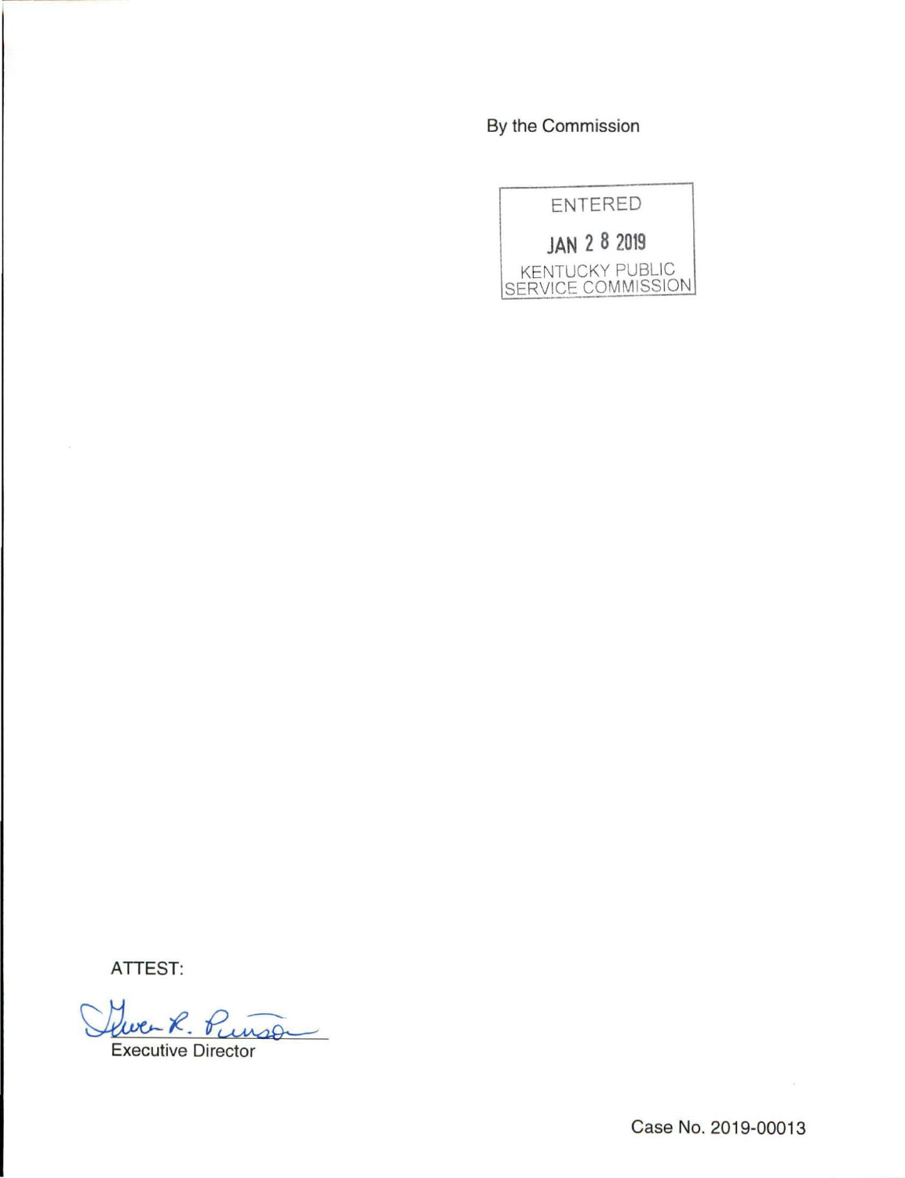By the Commission

ENTERED

JAN 2 8 2019

KENTUCKY PUBLIC SERVICE COMMISSION

ATTEST:

Executive Director

Case No. 2019-00013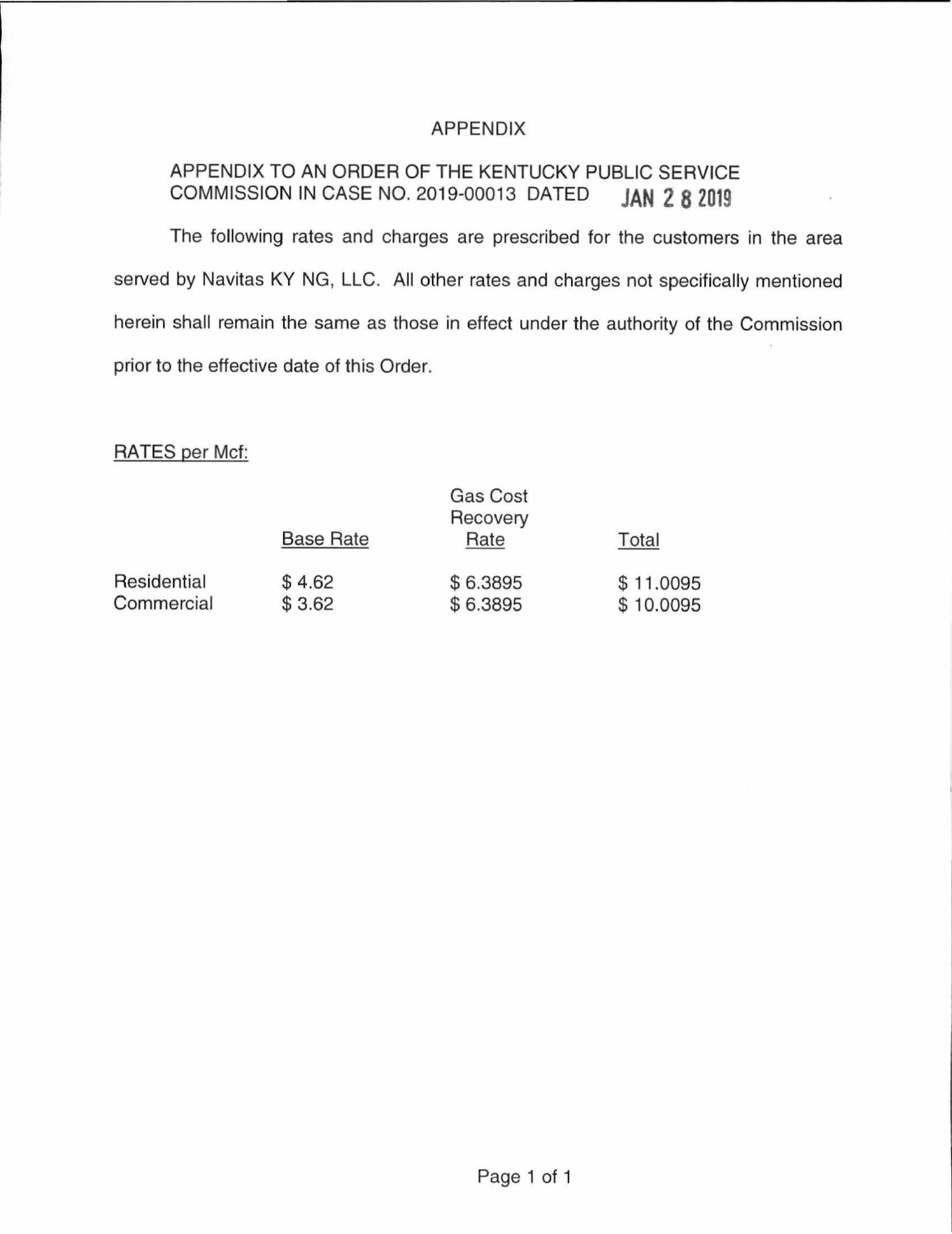# APPENDIX

## APPENDIX TO AN ORDER OF THE KENTUCKY PUBLIC SERVICE COMMISSION IN CASE NO. 2019-00013 DATED JAN 28 2019

The following rates and charges are prescribed for the customers in the area served by Navitas KY NG, LLC. All other rates and charges not specifically mentioned herein shall remain the same as those in effect under the authority of the Commission prior to the effective date of this Order.

RATES per Mcf:

| | Base Rate | Gas Cost Recovery Rate | Total |
|---|---|---|---|
| Residential | $ 4.62 | $ 6.3895 | $ 11.0095 |
| Commercial | $ 3.62 | $ 6.3895 | $ 10.0095 |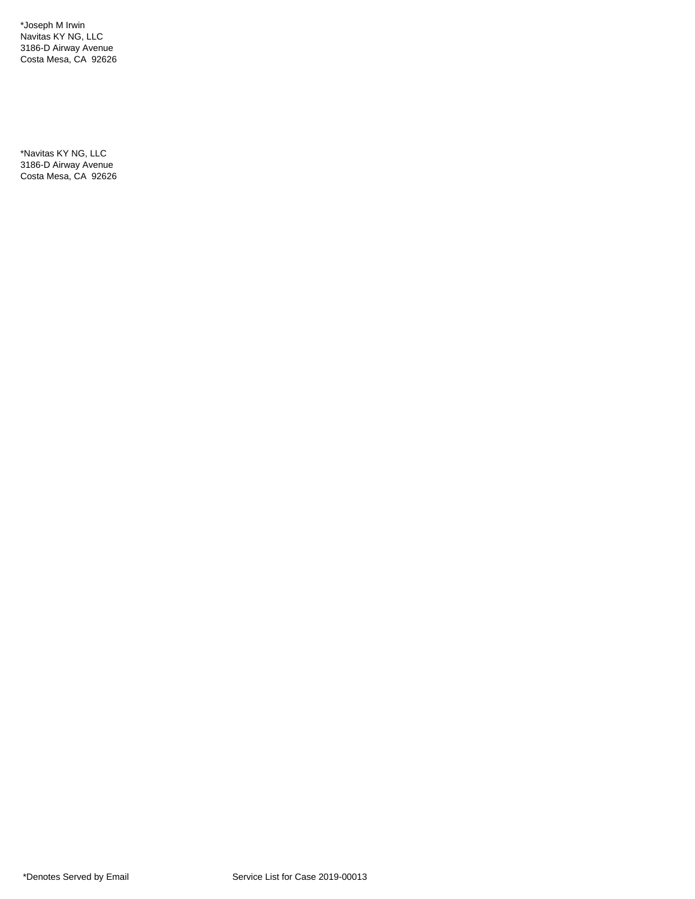*Joseph M Irwin
Navitas KY NG, LLC
3186-D Airway Avenue
Costa Mesa, CA  92626

*Navitas KY NG, LLC
3186-D Airway Avenue
Costa Mesa, CA  92626

*Denotes Served by Email

Service List for Case 2019-00013